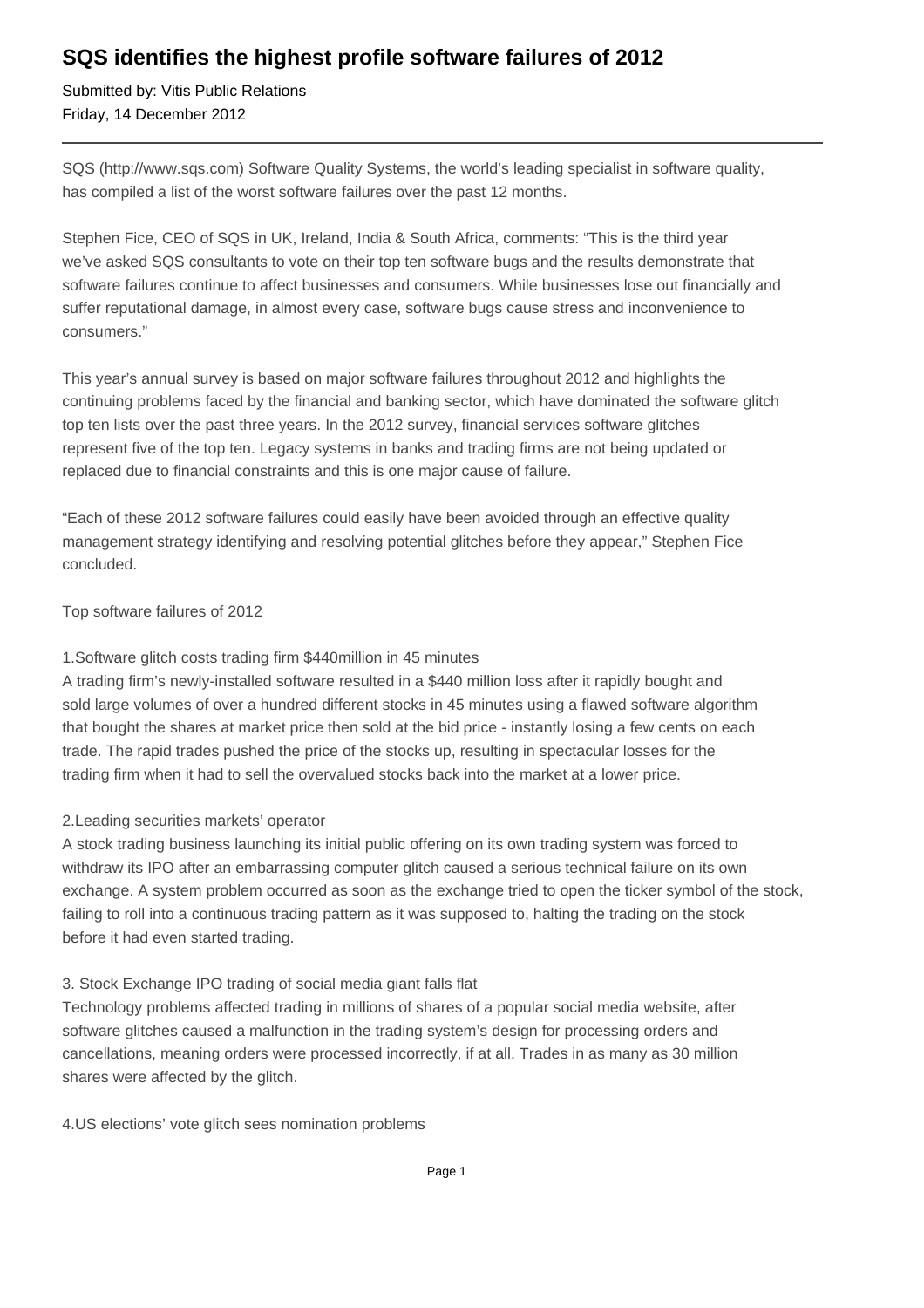# SQS identifies the highest profile software failures of 2012

Submitted by: Vitis Public Relations
Friday, 14 December 2012

---

SQS (http://www.sqs.com) Software Quality Systems, the world's leading specialist in software quality, has compiled a list of the worst software failures over the past 12 months.

Stephen Fice, CEO of SQS in UK, Ireland, India & South Africa, comments: "This is the third year we've asked SQS consultants to vote on their top ten software bugs and the results demonstrate that software failures continue to affect businesses and consumers. While businesses lose out financially and suffer reputational damage, in almost every case, software bugs cause stress and inconvenience to consumers."

This year's annual survey is based on major software failures throughout 2012 and highlights the continuing problems faced by the financial and banking sector, which have dominated the software glitch top ten lists over the past three years. In the 2012 survey, financial services software glitches represent five of the top ten. Legacy systems in banks and trading firms are not being updated or replaced due to financial constraints and this is one major cause of failure.

"Each of these 2012 software failures could easily have been avoided through an effective quality management strategy identifying and resolving potential glitches before they appear," Stephen Fice concluded.

Top software failures of 2012

1.Software glitch costs trading firm $440million in 45 minutes
A trading firm's newly-installed software resulted in a $440 million loss after it rapidly bought and sold large volumes of over a hundred different stocks in 45 minutes using a flawed software algorithm that bought the shares at market price then sold at the bid price - instantly losing a few cents on each trade. The rapid trades pushed the price of the stocks up, resulting in spectacular losses for the trading firm when it had to sell the overvalued stocks back into the market at a lower price.

2.Leading securities markets' operator
A stock trading business launching its initial public offering on its own trading system was forced to withdraw its IPO after an embarrassing computer glitch caused a serious technical failure on its own exchange. A system problem occurred as soon as the exchange tried to open the ticker symbol of the stock, failing to roll into a continuous trading pattern as it was supposed to, halting the trading on the stock before it had even started trading.

3. Stock Exchange IPO trading of social media giant falls flat
Technology problems affected trading in millions of shares of a popular social media website, after software glitches caused a malfunction in the trading system's design for processing orders and cancellations, meaning orders were processed incorrectly, if at all. Trades in as many as 30 million shares were affected by the glitch.

4.US elections' vote glitch sees nomination problems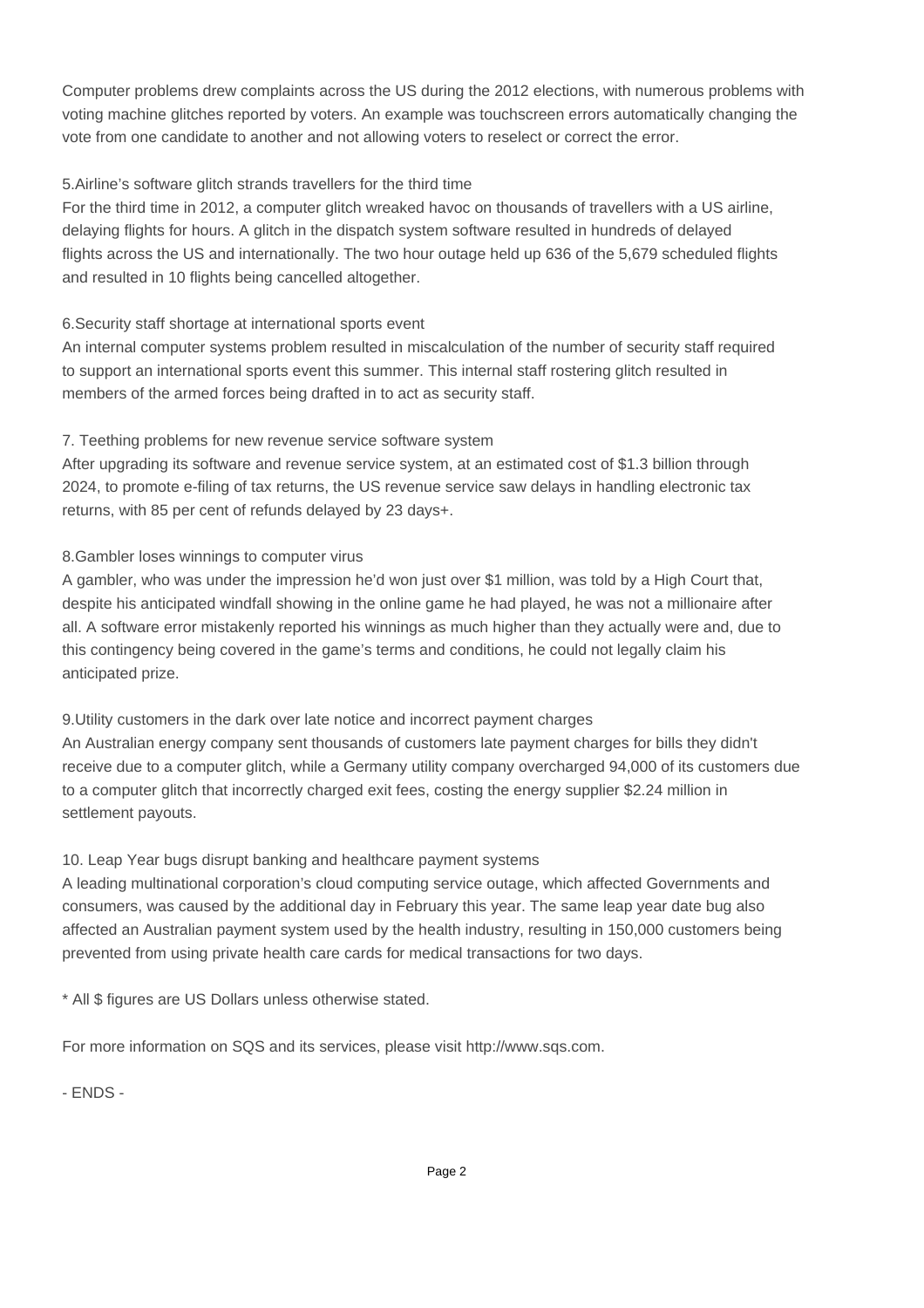Computer problems drew complaints across the US during the 2012 elections, with numerous problems with voting machine glitches reported by voters. An example was touchscreen errors automatically changing the vote from one candidate to another and not allowing voters to reselect or correct the error.

5.Airline's software glitch strands travellers for the third time

For the third time in 2012, a computer glitch wreaked havoc on thousands of travellers with a US airline, delaying flights for hours. A glitch in the dispatch system software resulted in hundreds of delayed flights across the US and internationally. The two hour outage held up 636 of the 5,679 scheduled flights and resulted in 10 flights being cancelled altogether.

6.Security staff shortage at international sports event

An internal computer systems problem resulted in miscalculation of the number of security staff required to support an international sports event this summer. This internal staff rostering glitch resulted in members of the armed forces being drafted in to act as security staff.

7. Teething problems for new revenue service software system

After upgrading its software and revenue service system, at an estimated cost of $1.3 billion through 2024, to promote e-filing of tax returns, the US revenue service saw delays in handling electronic tax returns, with 85 per cent of refunds delayed by 23 days+.

8.Gambler loses winnings to computer virus

A gambler, who was under the impression he'd won just over $1 million, was told by a High Court that, despite his anticipated windfall showing in the online game he had played, he was not a millionaire after all. A software error mistakenly reported his winnings as much higher than they actually were and, due to this contingency being covered in the game's terms and conditions, he could not legally claim his anticipated prize.

9.Utility customers in the dark over late notice and incorrect payment charges

An Australian energy company sent thousands of customers late payment charges for bills they didn't receive due to a computer glitch, while a Germany utility company overcharged 94,000 of its customers due to a computer glitch that incorrectly charged exit fees, costing the energy supplier $2.24 million in settlement payouts.

10. Leap Year bugs disrupt banking and healthcare payment systems

A leading multinational corporation's cloud computing service outage, which affected Governments and consumers, was caused by the additional day in February this year. The same leap year date bug also affected an Australian payment system used by the health industry, resulting in 150,000 customers being prevented from using private health care cards for medical transactions for two days.

* All $ figures are US Dollars unless otherwise stated.

For more information on SQS and its services, please visit http://www.sqs.com.

- ENDS -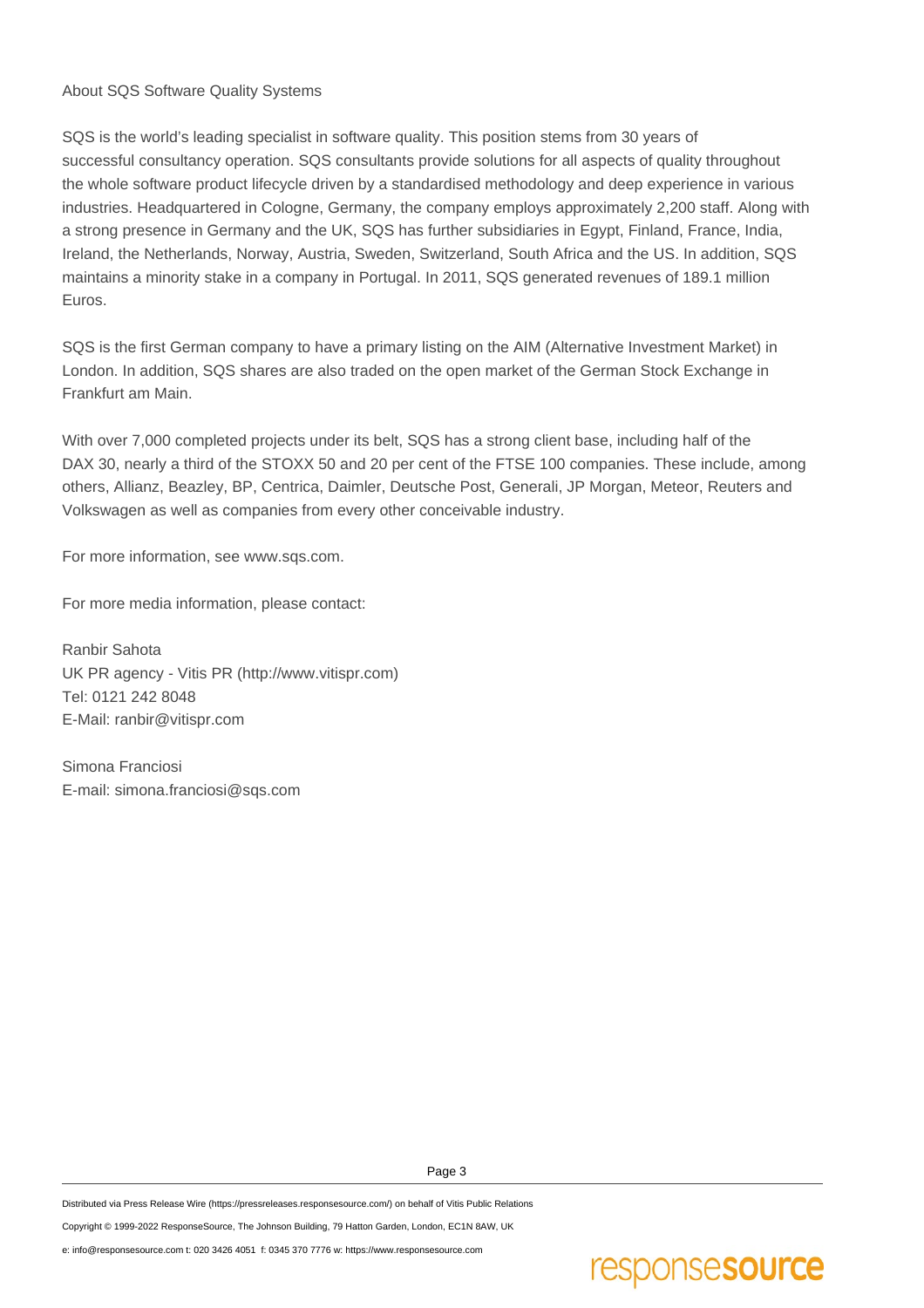About SQS Software Quality Systems

SQS is the world's leading specialist in software quality. This position stems from 30 years of successful consultancy operation. SQS consultants provide solutions for all aspects of quality throughout the whole software product lifecycle driven by a standardised methodology and deep experience in various industries. Headquartered in Cologne, Germany, the company employs approximately 2,200 staff. Along with a strong presence in Germany and the UK, SQS has further subsidiaries in Egypt, Finland, France, India, Ireland, the Netherlands, Norway, Austria, Sweden, Switzerland, South Africa and the US. In addition, SQS maintains a minority stake in a company in Portugal. In 2011, SQS generated revenues of 189.1 million Euros.

SQS is the first German company to have a primary listing on the AIM (Alternative Investment Market) in London. In addition, SQS shares are also traded on the open market of the German Stock Exchange in Frankfurt am Main.

With over 7,000 completed projects under its belt, SQS has a strong client base, including half of the DAX 30, nearly a third of the STOXX 50 and 20 per cent of the FTSE 100 companies. These include, among others, Allianz, Beazley, BP, Centrica, Daimler, Deutsche Post, Generali, JP Morgan, Meteor, Reuters and Volkswagen as well as companies from every other conceivable industry.

For more information, see www.sqs.com.

For more media information, please contact:

Ranbir Sahota
UK PR agency - Vitis PR (http://www.vitispr.com)
Tel: 0121 242 8048
E-Mail: ranbir@vitispr.com

Simona Franciosi
E-mail: simona.franciosi@sqs.com

Distributed via Press Release Wire (https://pressreleases.responsesource.com/) on behalf of Vitis Public Relations

Copyright © 1999-2022 ResponseSource, The Johnson Building, 79 Hatton Garden, London, EC1N 8AW, UK

e: info@responsesource.com t: 020 3426 4051 f: 0345 370 7776 w: https://www.responsesource.com

responsesource